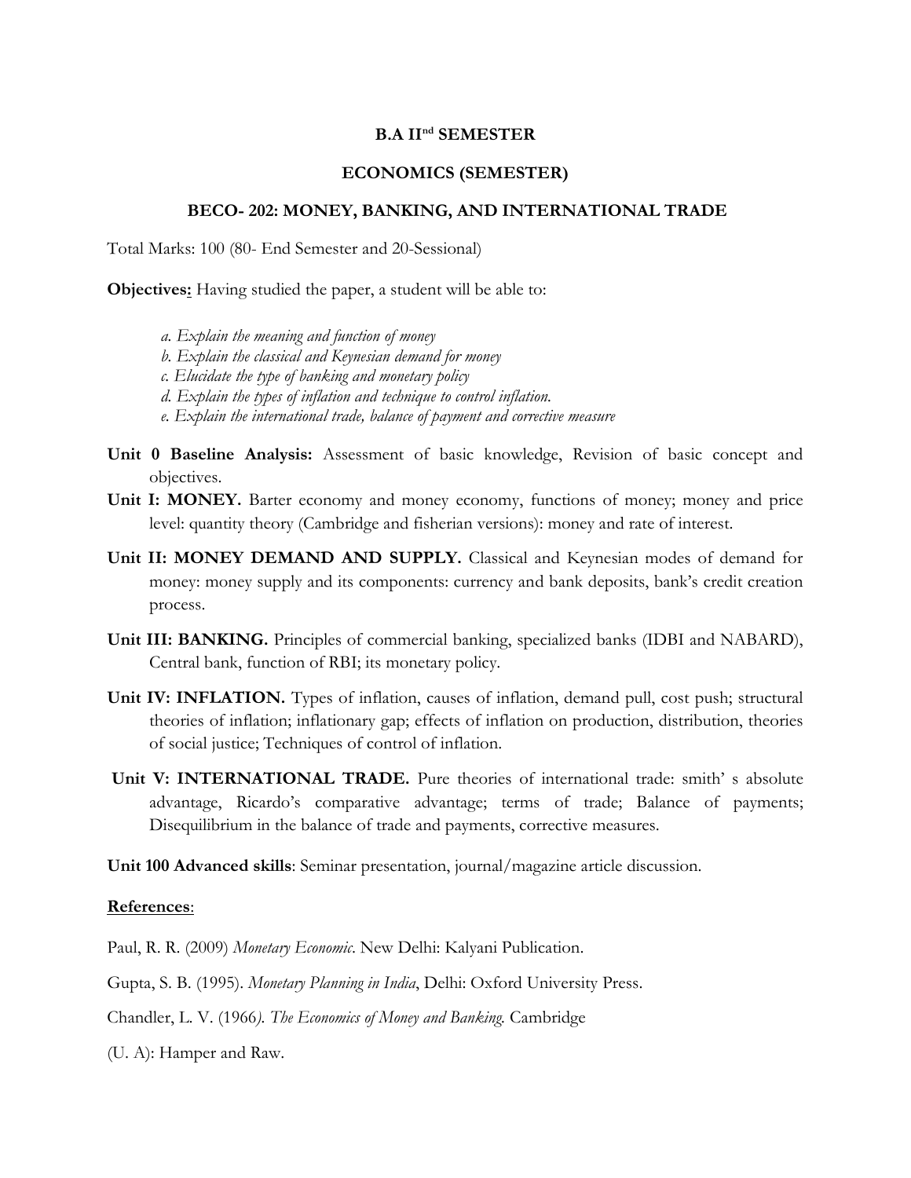**B.A II[nd] SEMESTER**

**ECONOMICS (SEMESTER)**

**BECO- 202: MONEY, BANKING, AND INTERNATIONAL TRADE**

Total Marks: 100 (80- End Semester and 20-Sessional)

**Objectives:** Having studied the paper, a student will be able to:

*a. Explain the meaning and function of money*
*b. Explain the classical and Keynesian demand for money*
*c. Elucidate the type of banking and monetary policy*
*d. Explain the types of inflation and technique to control inflation.*
*e. Explain the international trade, balance of payment and corrective measure*

**Unit 0 Baseline Analysis:** Assessment of basic knowledge, Revision of basic concept and objectives.

**Unit I: MONEY.** Barter economy and money economy, functions of money; money and price level: quantity theory (Cambridge and fisherian versions): money and rate of interest.

**Unit II: MONEY DEMAND AND SUPPLY.** Classical and Keynesian modes of demand for money: money supply and its components: currency and bank deposits, bank's credit creation process.

**Unit III: BANKING.** Principles of commercial banking, specialized banks (IDBI and NABARD), Central bank, function of RBI; its monetary policy.

**Unit IV: INFLATION.** Types of inflation, causes of inflation, demand pull, cost push; structural theories of inflation; inflationary gap; effects of inflation on production, distribution, theories of social justice; Techniques of control of inflation.

**Unit V: INTERNATIONAL TRADE.** Pure theories of international trade: smith' s absolute advantage, Ricardo's comparative advantage; terms of trade; Balance of payments; Disequilibrium in the balance of trade and payments, corrective measures.

**Unit 100 Advanced skills**: Seminar presentation, journal/magazine article discussion.

**References**:

Paul, R. R. (2009) *Monetary Economic*. New Delhi: Kalyani Publication.

Gupta, S. B. (1995). *Monetary Planning in India*, Delhi: Oxford University Press.

Chandler, L. V. (1966*). The Economics of Money and Banking.* Cambridge

(U. A): Hamper and Raw.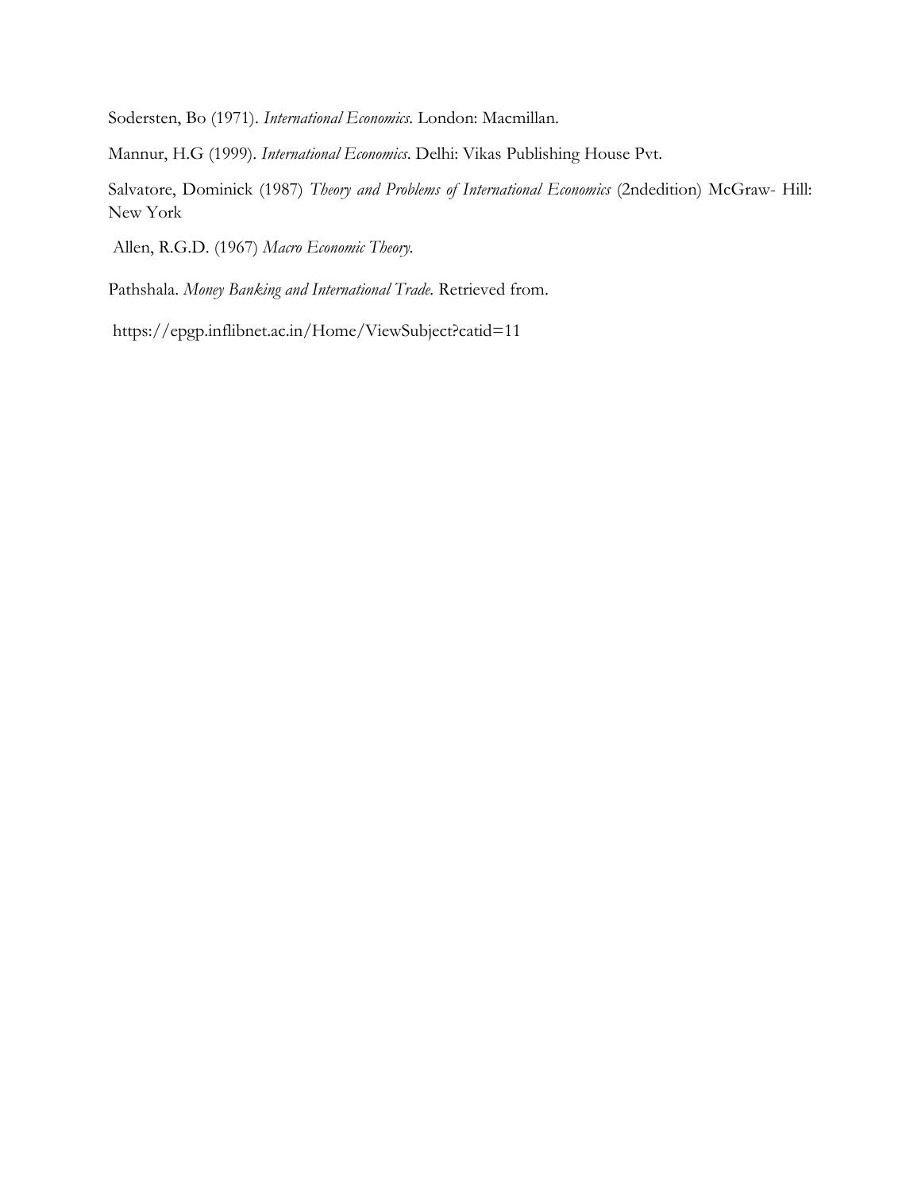Sodersten, Bo (1971). *International Economics*. London: Macmillan.

Mannur, H.G (1999). *International Economics*. Delhi: Vikas Publishing House Pvt.

Salvatore, Dominick (1987) *Theory and Problems of International Economics* (2ndedition) McGraw- Hill: New York

Allen, R.G.D. (1967) *Macro Economic Theory*.

Pathshala. *Money Banking and International Trade*. Retrieved from.

https://epgp.inflibnet.ac.in/Home/ViewSubject?catid=11